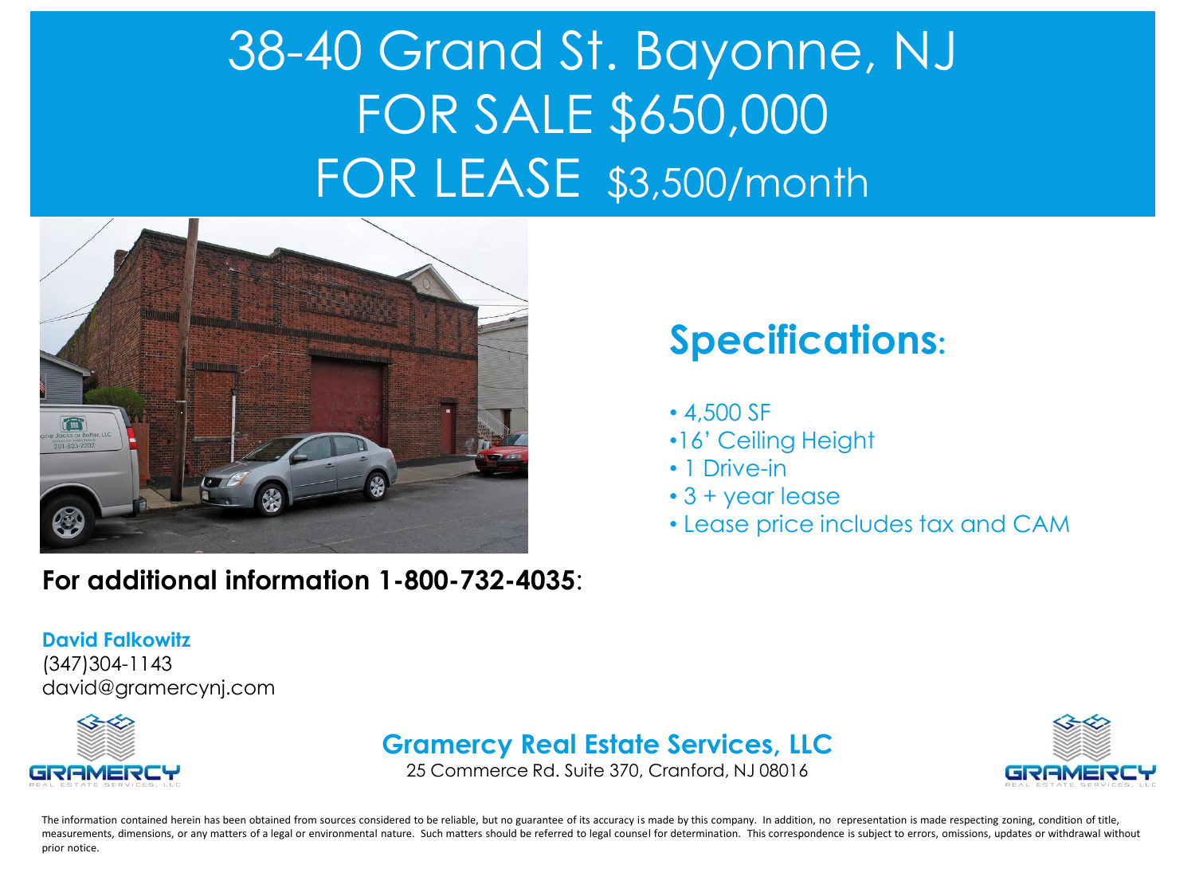# 38-40 Grand St. Bayonne, NJ
# FOR SALE $650,000
# FOR LEASE $3,500/month

## Specifications:

- 4,500 SF
- 16' Ceiling Height
- 1 Drive-in
- 3 + year lease
- Lease price includes tax and CAM

**For additional information 1-800-732-4035**:

**David Falkowitz**
(347)304-1143
david@gramercynj.com

**Gramercy Real Estate Services, LLC**
25 Commerce Rd. Suite 370, Cranford, NJ 08016

The information contained herein has been obtained from sources considered to be reliable, but no guarantee of its accuracy is made by this company. In addition, no representation is made respecting zoning, condition of title, measurements, dimensions, or any matters of a legal or environmental nature. Such matters should be referred to legal counsel for determination. This correspondence is subject to errors, omissions, updates or withdrawal without prior notice.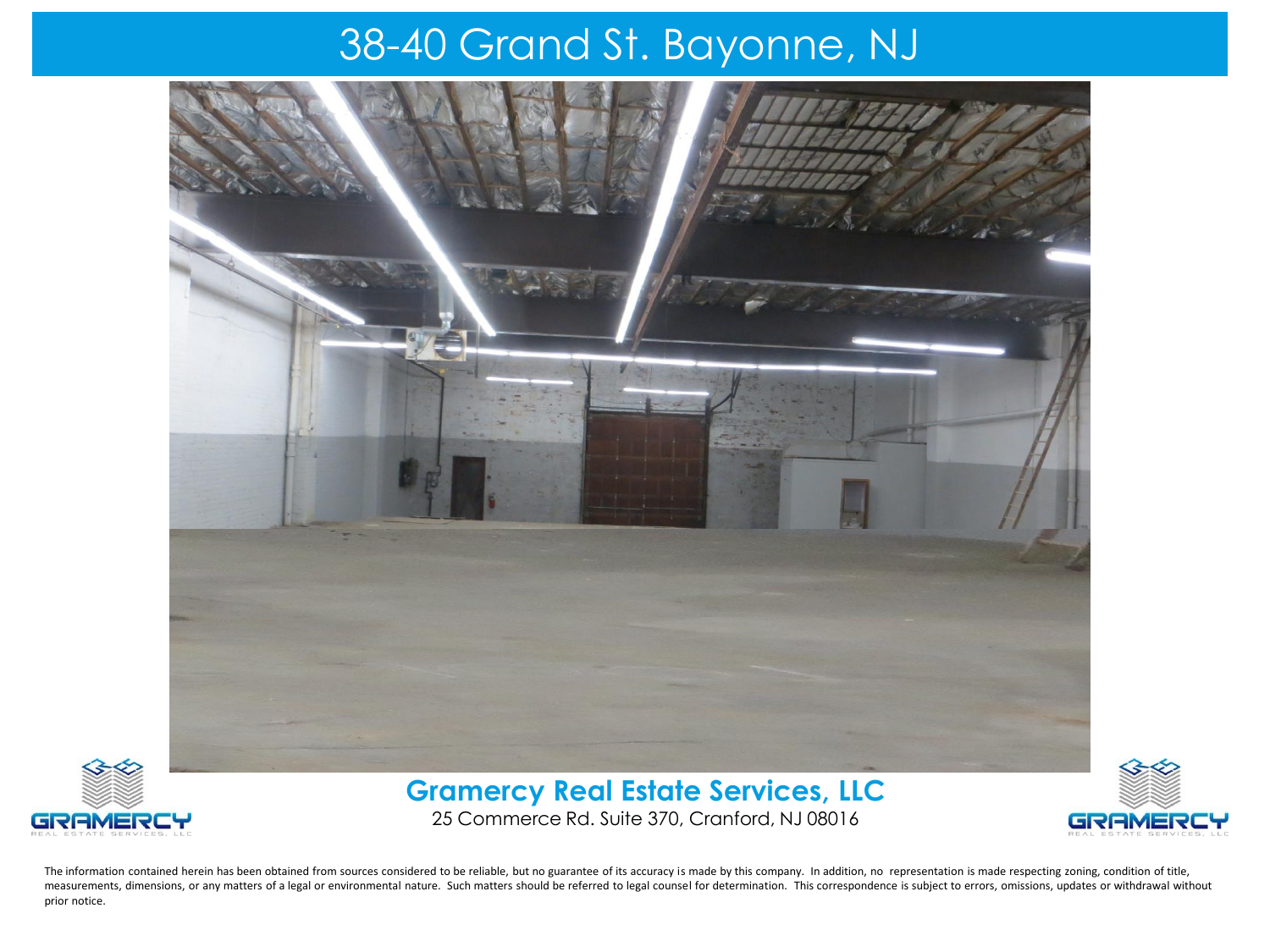# 38-40 Grand St. Bayonne, NJ

**Gramercy Real Estate Services, LLC**

25 Commerce Rd. Suite 370, Cranford, NJ 08016

The information contained herein has been obtained from sources considered to be reliable, but no guarantee of its accuracy is made by this company. In addition, no representation is made respecting zoning, condition of title, measurements, dimensions, or any matters of a legal or environmental nature. Such matters should be referred to legal counsel for determination. This correspondence is subject to errors, omissions, updates or withdrawal without prior notice.